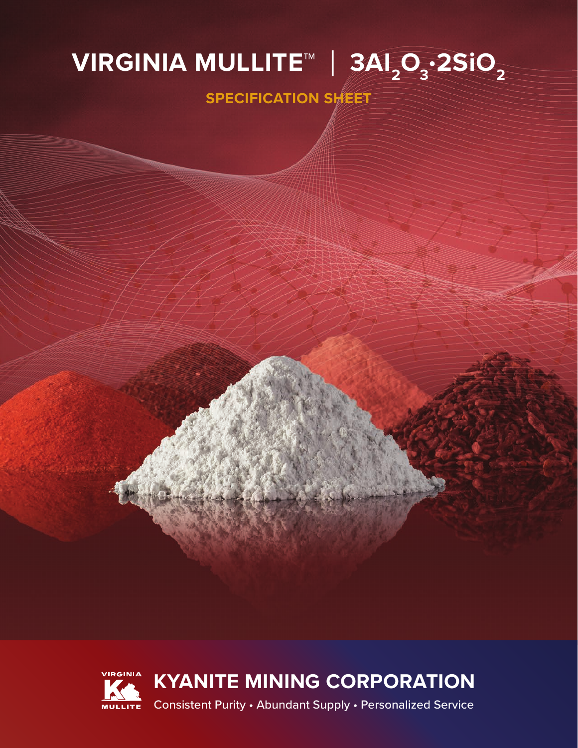# VIRGINIA MULLITE™ | $3Al_2O_3 \cdot 2SiO_2$

## SPECIFICATION SHEET

VIRGINIA MULLITE

## KYANITE MINING CORPORATION

Consistent Purity • Abundant Supply • Personalized Service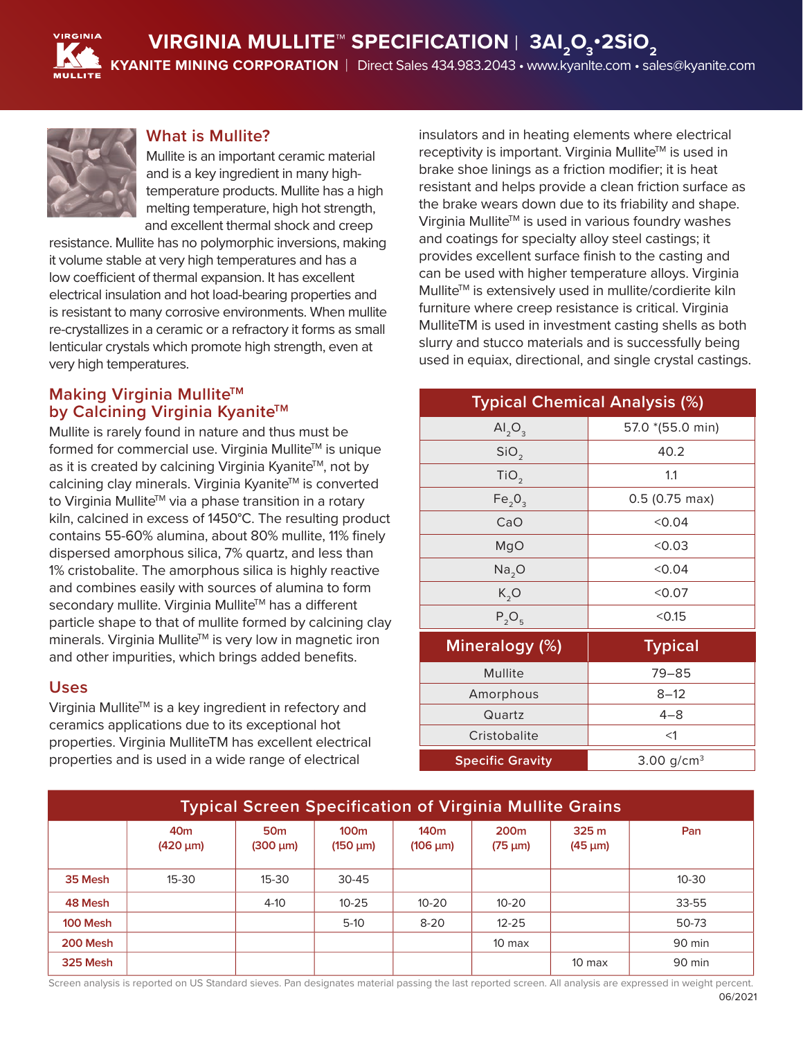# VIRGINIA MULLITE™ SPECIFICATION | $3Al_2O_3 \cdot 2SiO_2$

**KYANITE MINING CORPORATION** | Direct Sales 434.983.2043 • www.kyanlte.com • sales@kyanite.com

## What is Mullite?

Mullite is an important ceramic material and is a key ingredient in many high-temperature products. Mullite has a high melting temperature, high hot strength, and excellent thermal shock and creep resistance. Mullite has no polymorphic inversions, making it volume stable at very high temperatures and has a low coefficient of thermal expansion. It has excellent electrical insulation and hot load-bearing properties and is resistant to many corrosive environments. When mullite re-crystallizes in a ceramic or a refractory it forms as small lenticular crystals which promote high strength, even at very high temperatures.

## Making Virginia Mullite™ by Calcining Virginia Kyanite™

Mullite is rarely found in nature and thus must be formed for commercial use. Virginia Mullite™ is unique as it is created by calcining Virginia Kyanite™, not by calcining clay minerals. Virginia Kyanite™ is converted to Virginia Mullite™ via a phase transition in a rotary kiln, calcined in excess of 1450°C. The resulting product contains 55-60% alumina, about 80% mullite, 11% finely dispersed amorphous silica, 7% quartz, and less than 1% cristobalite. The amorphous silica is highly reactive and combines easily with sources of alumina to form secondary mullite. Virginia Mullite™ has a different particle shape to that of mullite formed by calcining clay minerals. Virginia Mullite™ is very low in magnetic iron and other impurities, which brings added benefits.

## Uses

Virginia Mullite™ is a key ingredient in refectory and ceramics applications due to its exceptional hot properties. Virginia MulliteTM has excellent electrical properties and is used in a wide range of electrical insulators and in heating elements where electrical receptivity is important. Virginia Mullite™ is used in brake shoe linings as a friction modifier; it is heat resistant and helps provide a clean friction surface as the brake wears down due to its friability and shape. Virginia Mullite™ is used in various foundry washes and coatings for specialty alloy steel castings; it provides excellent surface finish to the casting and can be used with higher temperature alloys. Virginia Mullite™ is extensively used in mullite/cordierite kiln furniture where creep resistance is critical. Virginia MulliteTM is used in investment casting shells as both slurry and stucco materials and is successfully being used in equiax, directional, and single crystal castings.

| Typical Chemical Analysis (%) | |
|---|---|
| $Al_2O_3$ | 57.0 *(55.0 min) |
| $SiO_2$ | 40.2 |
| $TiO_2$ | 1.1 |
| $Fe_2O_3$ | 0.5 (0.75 max) |
| CaO | <0.04 |
| MgO | <0.03 |
| $Na_2O$ | <0.04 |
| $K_2O$ | <0.07 |
| $P_2O_5$ | <0.15 |
| **Mineralogy (%)** | **Typical** |
| Mullite | 79–85 |
| Amorphous | 8–12 |
| Quartz | 4–8 |
| Cristobalite | <1 |
| **Specific Gravity** | 3.00 g/cm³ |

## Typical Screen Specification of Virginia Mullite Grains

| | 40m (420 µm) | 50m (300 µm) | 100m (150 µm) | 140m (106 µm) | 200m (75 µm) | 325 m (45 µm) | Pan |
|---|---|---|---|---|---|---|---|
| **35 Mesh** | 15-30 | 15-30 | 30-45 | | | | 10-30 |
| **48 Mesh** | | 4-10 | 10-25 | 10-20 | 10-20 | | 33-55 |
| **100 Mesh** | | | 5-10 | 8-20 | 12-25 | | 50-73 |
| **200 Mesh** | | | | | 10 max | | 90 min |
| **325 Mesh** | | | | | | 10 max | 90 min |

Screen analysis is reported on US Standard sieves. Pan designates material passing the last reported screen. All analysis are expressed in weight percent.

06/2021